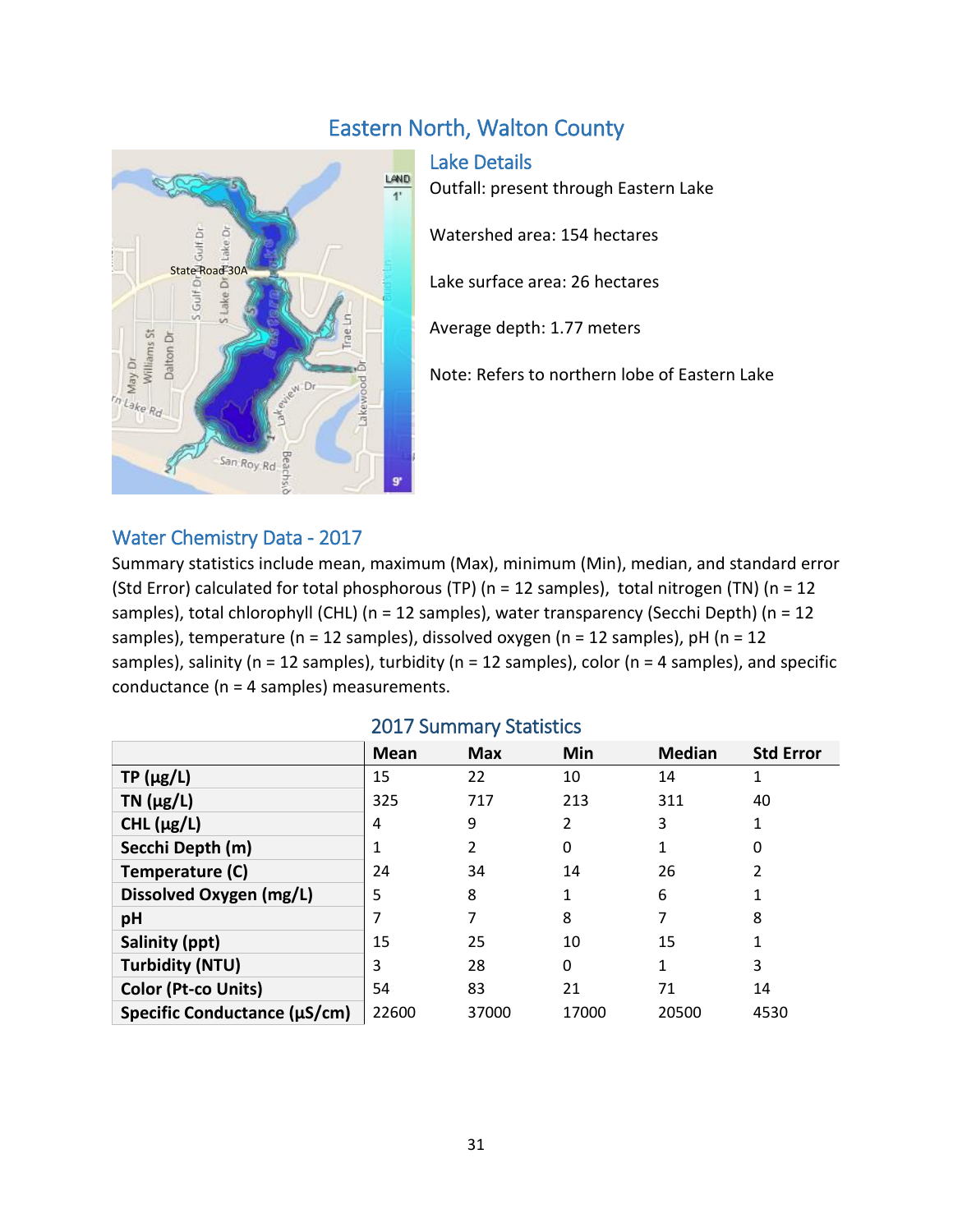# Eastern North, Walton County

## Lake Details

Outfall: present through Eastern Lake

Watershed area: 154 hectares

Lake surface area: 26 hectares

Average depth: 1.77 meters

Note: Refers to northern lobe of Eastern Lake

## Water Chemistry Data - 2017

Summary statistics include mean, maximum (Max), minimum (Min), median, and standard error (Std Error) calculated for total phosphorous (TP) (n = 12 samples), total nitrogen (TN) (n = 12 samples), total chlorophyll (CHL) (n = 12 samples), water transparency (Secchi Depth) (n = 12 samples), temperature (n = 12 samples), dissolved oxygen (n = 12 samples), pH (n = 12 samples), salinity (n = 12 samples), turbidity (n = 12 samples), color (n = 4 samples), and specific conductance (n = 4 samples) measurements.

### 2017 Summary Statistics

| | Mean | Max | Min | Median | Std Error |
|---|---|---|---|---|---|
| **TP (µg/L)** | 15 | 22 | 10 | 14 | 1 |
| **TN (µg/L)** | 325 | 717 | 213 | 311 | 40 |
| **CHL (µg/L)** | 4 | 9 | 2 | 3 | 1 |
| **Secchi Depth (m)** | 1 | 2 | 0 | 1 | 0 |
| **Temperature (C)** | 24 | 34 | 14 | 26 | 2 |
| **Dissolved Oxygen (mg/L)** | 5 | 8 | 1 | 6 | 1 |
| **pH** | 7 | 7 | 8 | 7 | 8 |
| **Salinity (ppt)** | 15 | 25 | 10 | 15 | 1 |
| **Turbidity (NTU)** | 3 | 28 | 0 | 1 | 3 |
| **Color (Pt-co Units)** | 54 | 83 | 21 | 71 | 14 |
| **Specific Conductance (µS/cm)** | 22600 | 37000 | 17000 | 20500 | 4530 |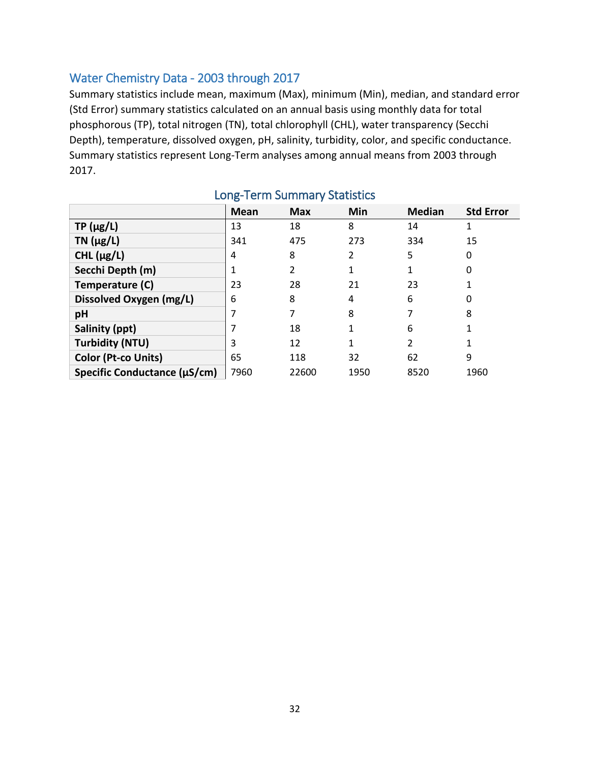## Water Chemistry Data - 2003 through 2017

Summary statistics include mean, maximum (Max), minimum (Min), median, and standard error (Std Error) summary statistics calculated on an annual basis using monthly data for total phosphorous (TP), total nitrogen (TN), total chlorophyll (CHL), water transparency (Secchi Depth), temperature, dissolved oxygen, pH, salinity, turbidity, color, and specific conductance. Summary statistics represent Long-Term analyses among annual means from 2003 through 2017.

### Long-Term Summary Statistics

| | Mean | Max | Min | Median | Std Error |
|---|---|---|---|---|---|
| **TP (µg/L)** | 13 | 18 | 8 | 14 | 1 |
| **TN (µg/L)** | 341 | 475 | 273 | 334 | 15 |
| **CHL (µg/L)** | 4 | 8 | 2 | 5 | 0 |
| **Secchi Depth (m)** | 1 | 2 | 1 | 1 | 0 |
| **Temperature (C)** | 23 | 28 | 21 | 23 | 1 |
| **Dissolved Oxygen (mg/L)** | 6 | 8 | 4 | 6 | 0 |
| **pH** | 7 | 7 | 8 | 7 | 8 |
| **Salinity (ppt)** | 7 | 18 | 1 | 6 | 1 |
| **Turbidity (NTU)** | 3 | 12 | 1 | 2 | 1 |
| **Color (Pt-co Units)** | 65 | 118 | 32 | 62 | 9 |
| **Specific Conductance (µS/cm)** | 7960 | 22600 | 1950 | 8520 | 1960 |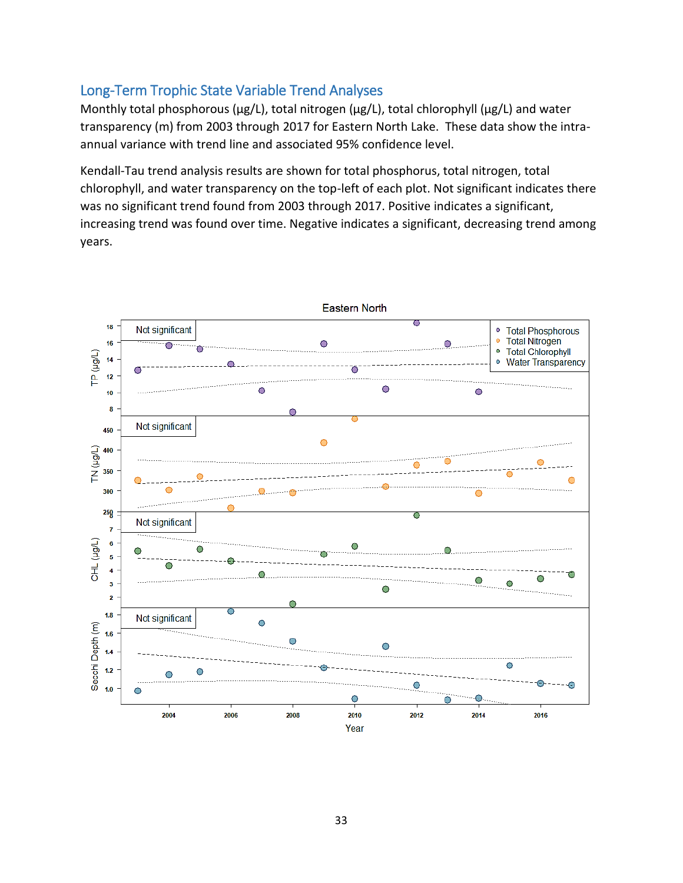## Long-Term Trophic State Variable Trend Analyses

Monthly total phosphorous (µg/L), total nitrogen (µg/L), total chlorophyll (µg/L) and water transparency (m) from 2003 through 2017 for Eastern North Lake. These data show the intra-annual variance with trend line and associated 95% confidence level.

Kendall-Tau trend analysis results are shown for total phosphorus, total nitrogen, total chlorophyll, and water transparency on the top-left of each plot. Not significant indicates there was no significant trend found from 2003 through 2017. Positive indicates a significant, increasing trend was found over time. Negative indicates a significant, decreasing trend among years.

Eastern North

Not significant
TP (µg/L)
8 10 12 14 16 18

Total Phosphorous
Total Nitrogen
Total Chlorophyll
Water Transparency

Not significant
TN (µg/L)
250 300 350 400 450

Not significant
CHL (µg/L)
2 3 4 5 6 7 8

Not significant
Secchi Depth (m)
1.0 1.2 1.4 1.6 1.8

2004 2006 2008 2010 2012 2014 2016
Year